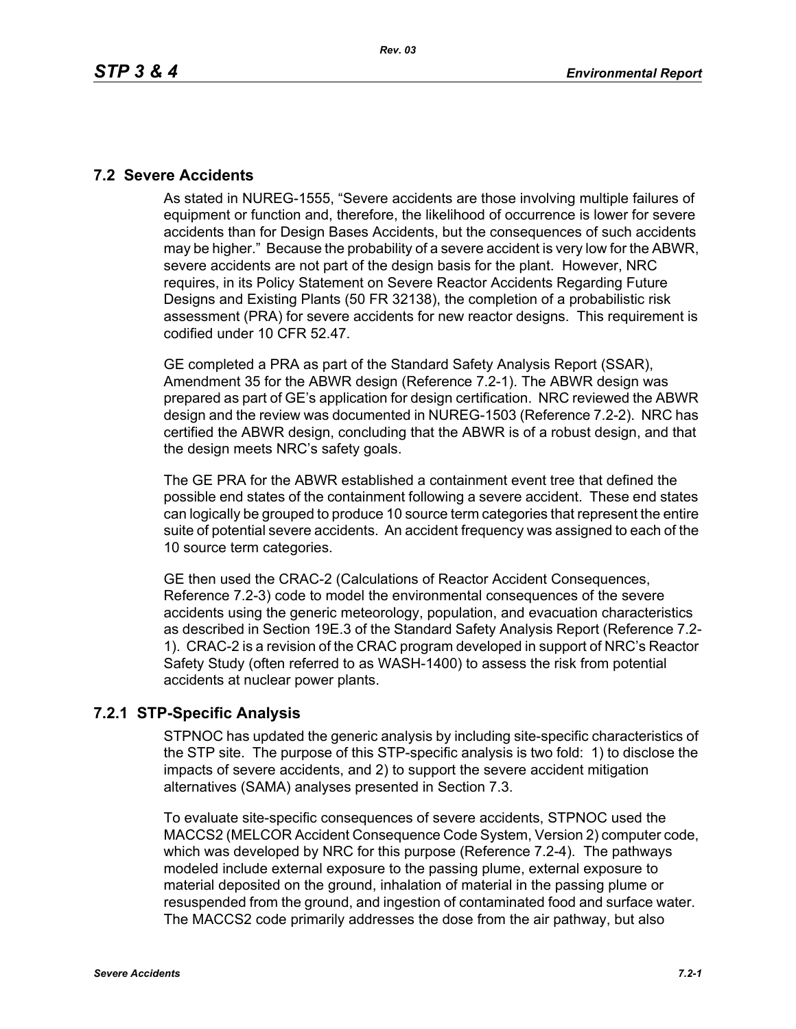## 7.2 Severe Accidents

As stated in NUREG-1555, "Severe accidents are those involving multiple failures of equipment or function and, therefore, the likelihood of occurrence is lower for severe accidents than for Design Bases Accidents, but the consequences of such accidents may be higher." Because the probability of a severe accident is very low for the ABWR, severe accidents are not part of the design basis for the plant. However, NRC requires, in its Policy Statement on Severe Reactor Accidents Regarding Future Designs and Existing Plants (50 FR 32138), the completion of a probabilistic risk assessment (PRA) for severe accidents for new reactor designs. This requirement is codified under 10 CFR 52.47.

GE completed a PRA as part of the Standard Safety Analysis Report (SSAR), Amendment 35 for the ABWR design (Reference 7.2-1). The ABWR design was prepared as part of GE's application for design certification. NRC reviewed the ABWR design and the review was documented in NUREG-1503 (Reference 7.2-2). NRC has certified the ABWR design, concluding that the ABWR is of a robust design, and that the design meets NRC's safety goals.

The GE PRA for the ABWR established a containment event tree that defined the possible end states of the containment following a severe accident. These end states can logically be grouped to produce 10 source term categories that represent the entire suite of potential severe accidents. An accident frequency was assigned to each of the 10 source term categories.

GE then used the CRAC-2 (Calculations of Reactor Accident Consequences, Reference 7.2-3) code to model the environmental consequences of the severe accidents using the generic meteorology, population, and evacuation characteristics as described in Section 19E.3 of the Standard Safety Analysis Report (Reference 7.2-1). CRAC-2 is a revision of the CRAC program developed in support of NRC's Reactor Safety Study (often referred to as WASH-1400) to assess the risk from potential accidents at nuclear power plants.

### 7.2.1 STP-Specific Analysis

STPNOC has updated the generic analysis by including site-specific characteristics of the STP site. The purpose of this STP-specific analysis is two fold: 1) to disclose the impacts of severe accidents, and 2) to support the severe accident mitigation alternatives (SAMA) analyses presented in Section 7.3.

To evaluate site-specific consequences of severe accidents, STPNOC used the MACCS2 (MELCOR Accident Consequence Code System, Version 2) computer code, which was developed by NRC for this purpose (Reference 7.2-4). The pathways modeled include external exposure to the passing plume, external exposure to material deposited on the ground, inhalation of material in the passing plume or resuspended from the ground, and ingestion of contaminated food and surface water. The MACCS2 code primarily addresses the dose from the air pathway, but also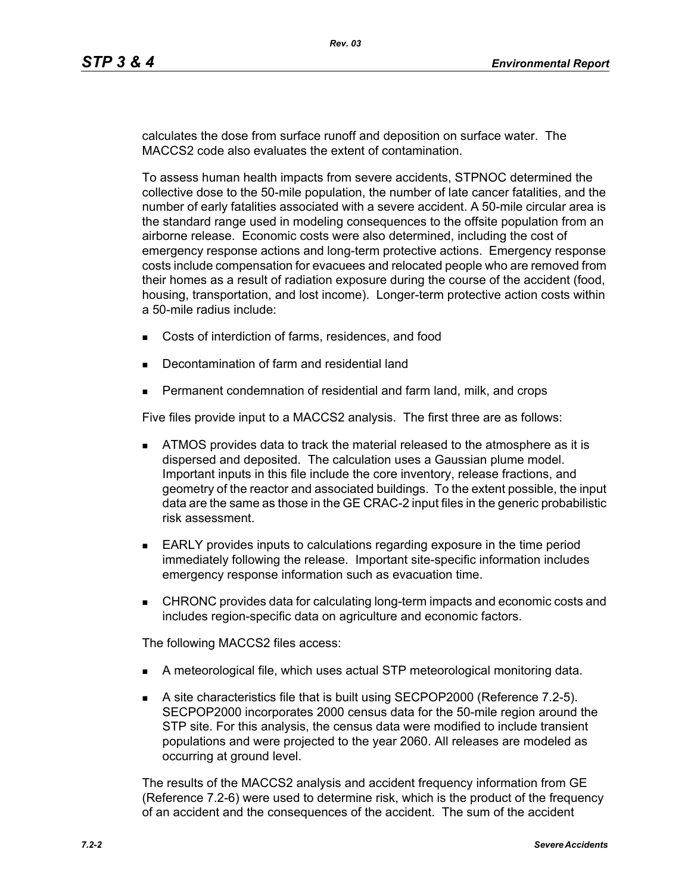calculates the dose from surface runoff and deposition on surface water. The MACCS2 code also evaluates the extent of contamination.

To assess human health impacts from severe accidents, STPNOC determined the collective dose to the 50-mile population, the number of late cancer fatalities, and the number of early fatalities associated with a severe accident. A 50-mile circular area is the standard range used in modeling consequences to the offsite population from an airborne release. Economic costs were also determined, including the cost of emergency response actions and long-term protective actions. Emergency response costs include compensation for evacuees and relocated people who are removed from their homes as a result of radiation exposure during the course of the accident (food, housing, transportation, and lost income). Longer-term protective action costs within a 50-mile radius include:

- Costs of interdiction of farms, residences, and food
- Decontamination of farm and residential land
- Permanent condemnation of residential and farm land, milk, and crops

Five files provide input to a MACCS2 analysis. The first three are as follows:

- ATMOS provides data to track the material released to the atmosphere as it is dispersed and deposited. The calculation uses a Gaussian plume model. Important inputs in this file include the core inventory, release fractions, and geometry of the reactor and associated buildings. To the extent possible, the input data are the same as those in the GE CRAC-2 input files in the generic probabilistic risk assessment.
- EARLY provides inputs to calculations regarding exposure in the time period immediately following the release. Important site-specific information includes emergency response information such as evacuation time.
- CHRONC provides data for calculating long-term impacts and economic costs and includes region-specific data on agriculture and economic factors.

The following MACCS2 files access:

- A meteorological file, which uses actual STP meteorological monitoring data.
- A site characteristics file that is built using SECPOP2000 (Reference 7.2-5). SECPOP2000 incorporates 2000 census data for the 50-mile region around the STP site. For this analysis, the census data were modified to include transient populations and were projected to the year 2060. All releases are modeled as occurring at ground level.

The results of the MACCS2 analysis and accident frequency information from GE (Reference 7.2-6) were used to determine risk, which is the product of the frequency of an accident and the consequences of the accident. The sum of the accident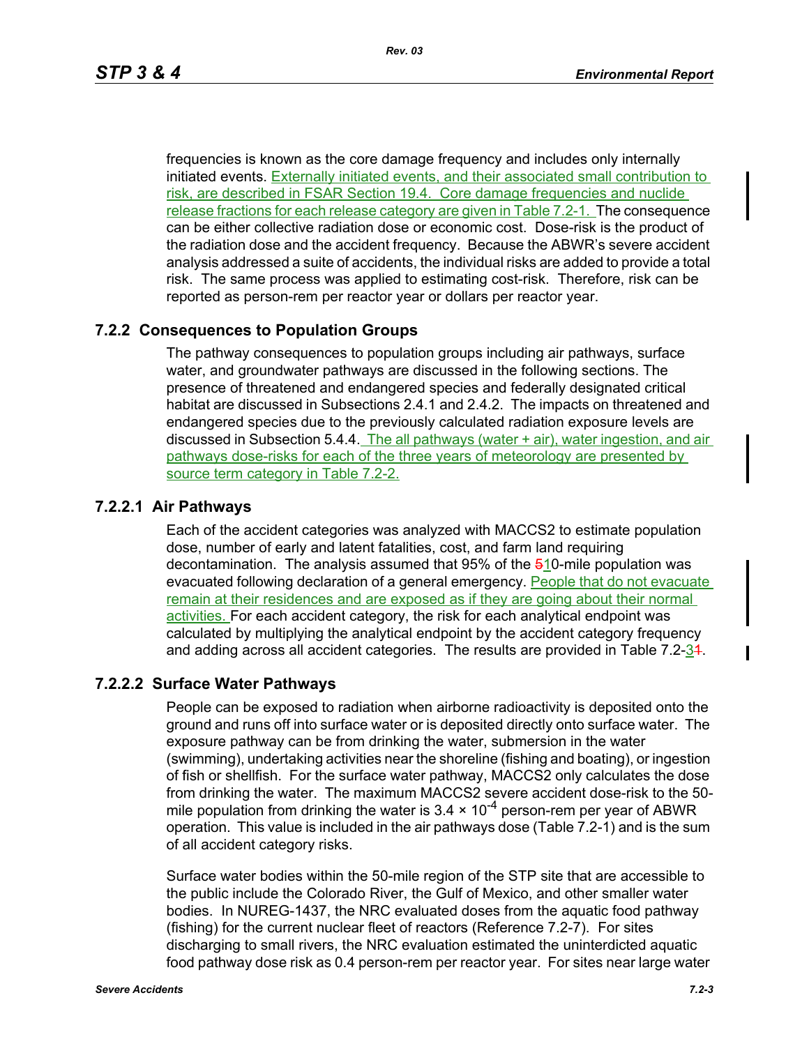frequencies is known as the core damage frequency and includes only internally initiated events. Externally initiated events, and their associated small contribution to risk, are described in FSAR Section 19.4. Core damage frequencies and nuclide release fractions for each release category are given in Table 7.2-1. The consequence can be either collective radiation dose or economic cost. Dose-risk is the product of the radiation dose and the accident frequency. Because the ABWR's severe accident analysis addressed a suite of accidents, the individual risks are added to provide a total risk. The same process was applied to estimating cost-risk. Therefore, risk can be reported as person-rem per reactor year or dollars per reactor year.

## 7.2.2 Consequences to Population Groups

The pathway consequences to population groups including air pathways, surface water, and groundwater pathways are discussed in the following sections. The presence of threatened and endangered species and federally designated critical habitat are discussed in Subsections 2.4.1 and 2.4.2. The impacts on threatened and endangered species due to the previously calculated radiation exposure levels are discussed in Subsection 5.4.4. The all pathways (water + air), water ingestion, and air pathways dose-risks for each of the three years of meteorology are presented by source term category in Table 7.2-2.

### 7.2.2.1 Air Pathways

Each of the accident categories was analyzed with MACCS2 to estimate population dose, number of early and latent fatalities, cost, and farm land requiring decontamination. The analysis assumed that 95% of the 510-mile population was evacuated following declaration of a general emergency. People that do not evacuate remain at their residences and are exposed as if they are going about their normal activities. For each accident category, the risk for each analytical endpoint was calculated by multiplying the analytical endpoint by the accident category frequency and adding across all accident categories. The results are provided in Table 7.2-31.

### 7.2.2.2 Surface Water Pathways

People can be exposed to radiation when airborne radioactivity is deposited onto the ground and runs off into surface water or is deposited directly onto surface water. The exposure pathway can be from drinking the water, submersion in the water (swimming), undertaking activities near the shoreline (fishing and boating), or ingestion of fish or shellfish. For the surface water pathway, MACCS2 only calculates the dose from drinking the water. The maximum MACCS2 severe accident dose-risk to the 50-mile population from drinking the water is $3.4 \times 10^{-4}$ person-rem per year of ABWR operation. This value is included in the air pathways dose (Table 7.2-1) and is the sum of all accident category risks.

Surface water bodies within the 50-mile region of the STP site that are accessible to the public include the Colorado River, the Gulf of Mexico, and other smaller water bodies. In NUREG-1437, the NRC evaluated doses from the aquatic food pathway (fishing) for the current nuclear fleet of reactors (Reference 7.2-7). For sites discharging to small rivers, the NRC evaluation estimated the uninterdicted aquatic food pathway dose risk as 0.4 person-rem per reactor year. For sites near large water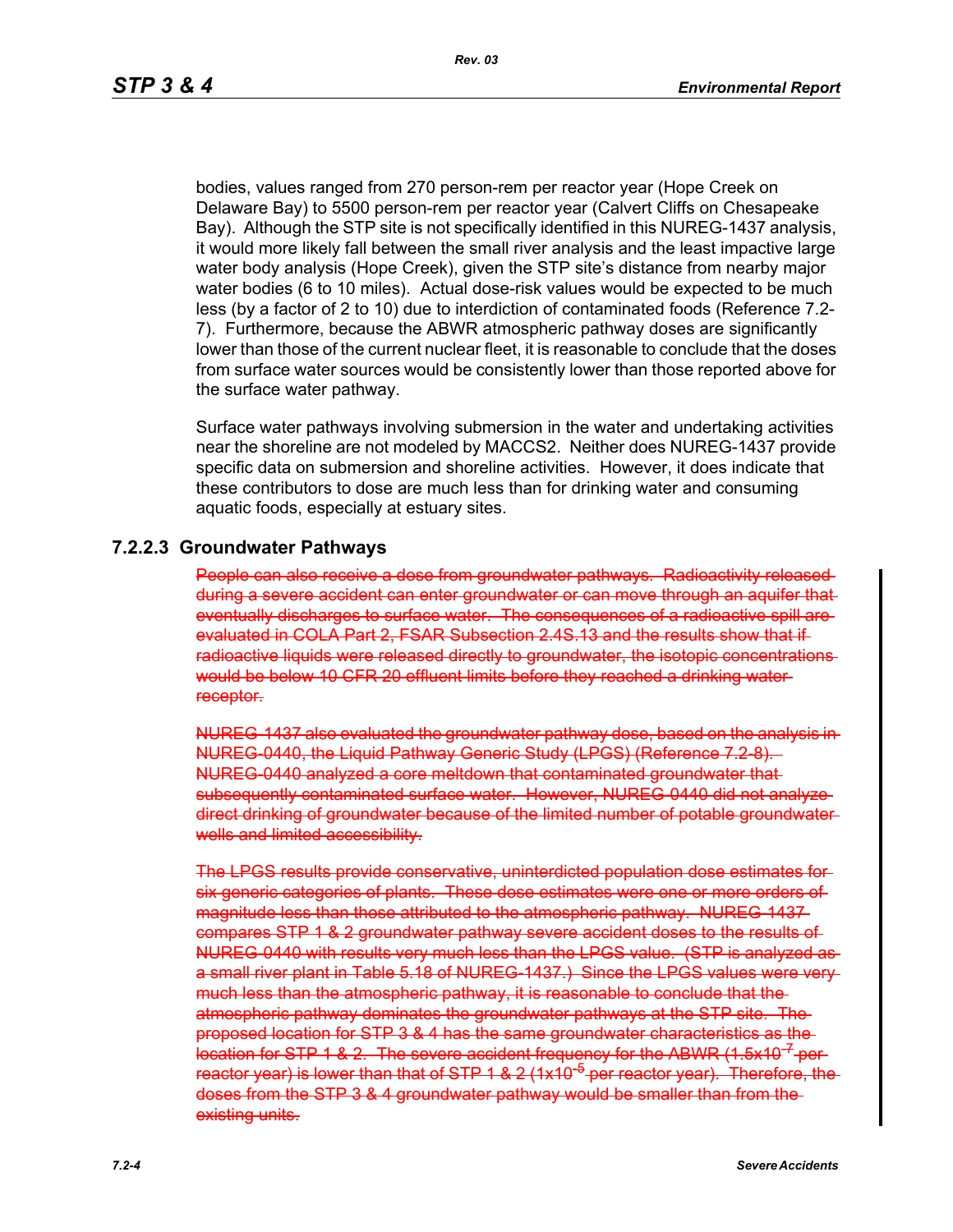bodies, values ranged from 270 person-rem per reactor year (Hope Creek on Delaware Bay) to 5500 person-rem per reactor year (Calvert Cliffs on Chesapeake Bay). Although the STP site is not specifically identified in this NUREG-1437 analysis, it would more likely fall between the small river analysis and the least impactive large water body analysis (Hope Creek), given the STP site's distance from nearby major water bodies (6 to 10 miles). Actual dose-risk values would be expected to be much less (by a factor of 2 to 10) due to interdiction of contaminated foods (Reference 7.2-7). Furthermore, because the ABWR atmospheric pathway doses are significantly lower than those of the current nuclear fleet, it is reasonable to conclude that the doses from surface water sources would be consistently lower than those reported above for the surface water pathway.

Surface water pathways involving submersion in the water and undertaking activities near the shoreline are not modeled by MACCS2. Neither does NUREG-1437 provide specific data on submersion and shoreline activities. However, it does indicate that these contributors to dose are much less than for drinking water and consuming aquatic foods, especially at estuary sites.

### 7.2.2.3 Groundwater Pathways

~~People can also receive a dose from groundwater pathways. Radioactivity released during a severe accident can enter groundwater or can move through an aquifer that eventually discharges to surface water. The consequences of a radioactive spill are evaluated in COLA Part 2, FSAR Subsection 2.4S.13 and the results show that if radioactive liquids were released directly to groundwater, the isotopic concentrations would be below 10 CFR 20 effluent limits before they reached a drinking water receptor.~~

~~NUREG-1437 also evaluated the groundwater pathway dose, based on the analysis in NUREG-0440, the Liquid Pathway Generic Study (LPGS) (Reference 7.2-8). NUREG-0440 analyzed a core meltdown that contaminated groundwater that subsequently contaminated surface water. However, NUREG-0440 did not analyze direct drinking of groundwater because of the limited number of potable groundwater wells and limited accessibility.~~

~~The LPGS results provide conservative, uninterdicted population dose estimates for six generic categories of plants. These dose estimates were one or more orders of magnitude less than those attributed to the atmospheric pathway. NUREG-1437 compares STP 1 & 2 groundwater pathway severe accident doses to the results of NUREG-0440 with results very much less than the LPGS value. (STP is analyzed as a small river plant in Table 5.18 of NUREG-1437.) Since the LPGS values were very much less than the atmospheric pathway, it is reasonable to conclude that the atmospheric pathway dominates the groundwater pathways at the STP site. The proposed location for STP 3 & 4 has the same groundwater characteristics as the location for STP 1 & 2. The severe accident frequency for the ABWR ($1.5 \times 10^{-7}$ per reactor year) is lower than that of STP 1 & 2 ($1 \times 10^{-5}$ per reactor year). Therefore, the doses from the STP 3 & 4 groundwater pathway would be smaller than from the existing units.~~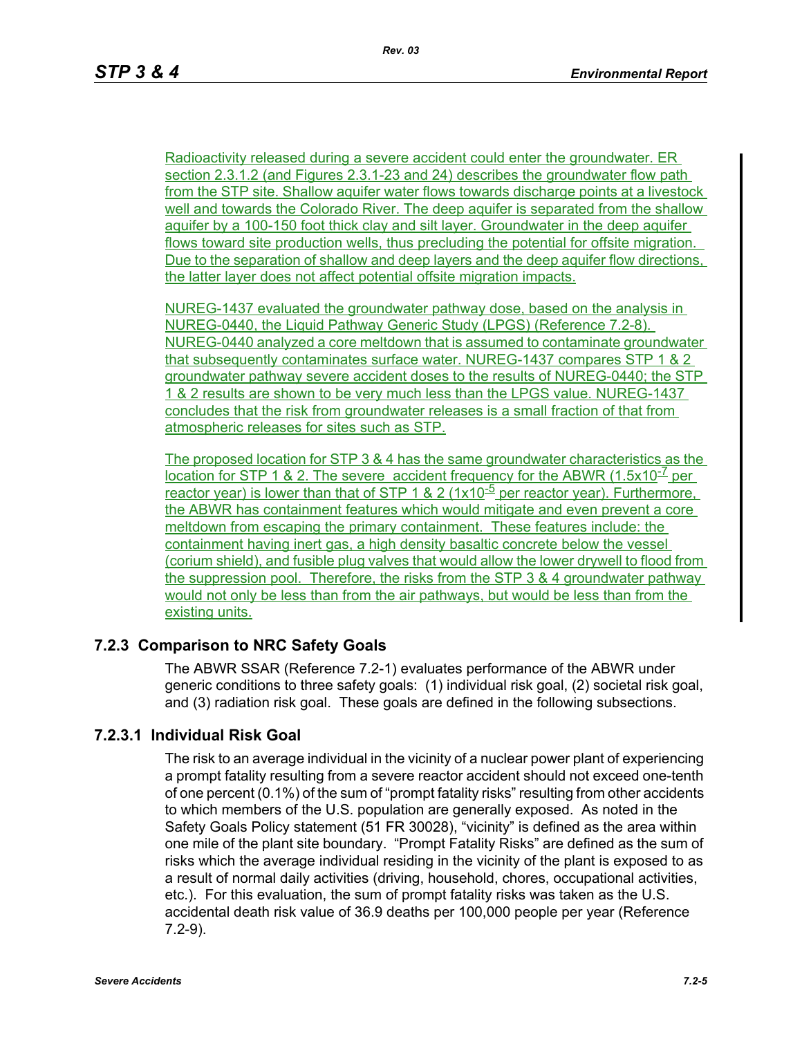Radioactivity released during a severe accident could enter the groundwater. ER section 2.3.1.2 (and Figures 2.3.1-23 and 24) describes the groundwater flow path from the STP site. Shallow aquifer water flows towards discharge points at a livestock well and towards the Colorado River. The deep aquifer is separated from the shallow aquifer by a 100-150 foot thick clay and silt layer. Groundwater in the deep aquifer flows toward site production wells, thus precluding the potential for offsite migration. Due to the separation of shallow and deep layers and the deep aquifer flow directions, the latter layer does not affect potential offsite migration impacts.

NUREG-1437 evaluated the groundwater pathway dose, based on the analysis in NUREG-0440, the Liquid Pathway Generic Study (LPGS) (Reference 7.2-8). NUREG-0440 analyzed a core meltdown that is assumed to contaminate groundwater that subsequently contaminates surface water. NUREG-1437 compares STP 1 & 2 groundwater pathway severe accident doses to the results of NUREG-0440; the STP 1 & 2 results are shown to be very much less than the LPGS value. NUREG-1437 concludes that the risk from groundwater releases is a small fraction of that from atmospheric releases for sites such as STP.

The proposed location for STP 3 & 4 has the same groundwater characteristics as the location for STP 1 & 2. The severe accident frequency for the ABWR ($1.5x10^{-7}$ per reactor year) is lower than that of STP 1 & 2 ($1x10^{-5}$ per reactor year). Furthermore, the ABWR has containment features which would mitigate and even prevent a core meltdown from escaping the primary containment. These features include: the containment having inert gas, a high density basaltic concrete below the vessel (corium shield), and fusible plug valves that would allow the lower drywell to flood from the suppression pool. Therefore, the risks from the STP 3 & 4 groundwater pathway would not only be less than from the air pathways, but would be less than from the existing units.

## 7.2.3 Comparison to NRC Safety Goals

The ABWR SSAR (Reference 7.2-1) evaluates performance of the ABWR under generic conditions to three safety goals: (1) individual risk goal, (2) societal risk goal, and (3) radiation risk goal. These goals are defined in the following subsections.

### 7.2.3.1 Individual Risk Goal

The risk to an average individual in the vicinity of a nuclear power plant of experiencing a prompt fatality resulting from a severe reactor accident should not exceed one-tenth of one percent (0.1%) of the sum of "prompt fatality risks" resulting from other accidents to which members of the U.S. population are generally exposed. As noted in the Safety Goals Policy statement (51 FR 30028), "vicinity" is defined as the area within one mile of the plant site boundary. "Prompt Fatality Risks" are defined as the sum of risks which the average individual residing in the vicinity of the plant is exposed to as a result of normal daily activities (driving, household, chores, occupational activities, etc.). For this evaluation, the sum of prompt fatality risks was taken as the U.S. accidental death risk value of 36.9 deaths per 100,000 people per year (Reference 7.2-9).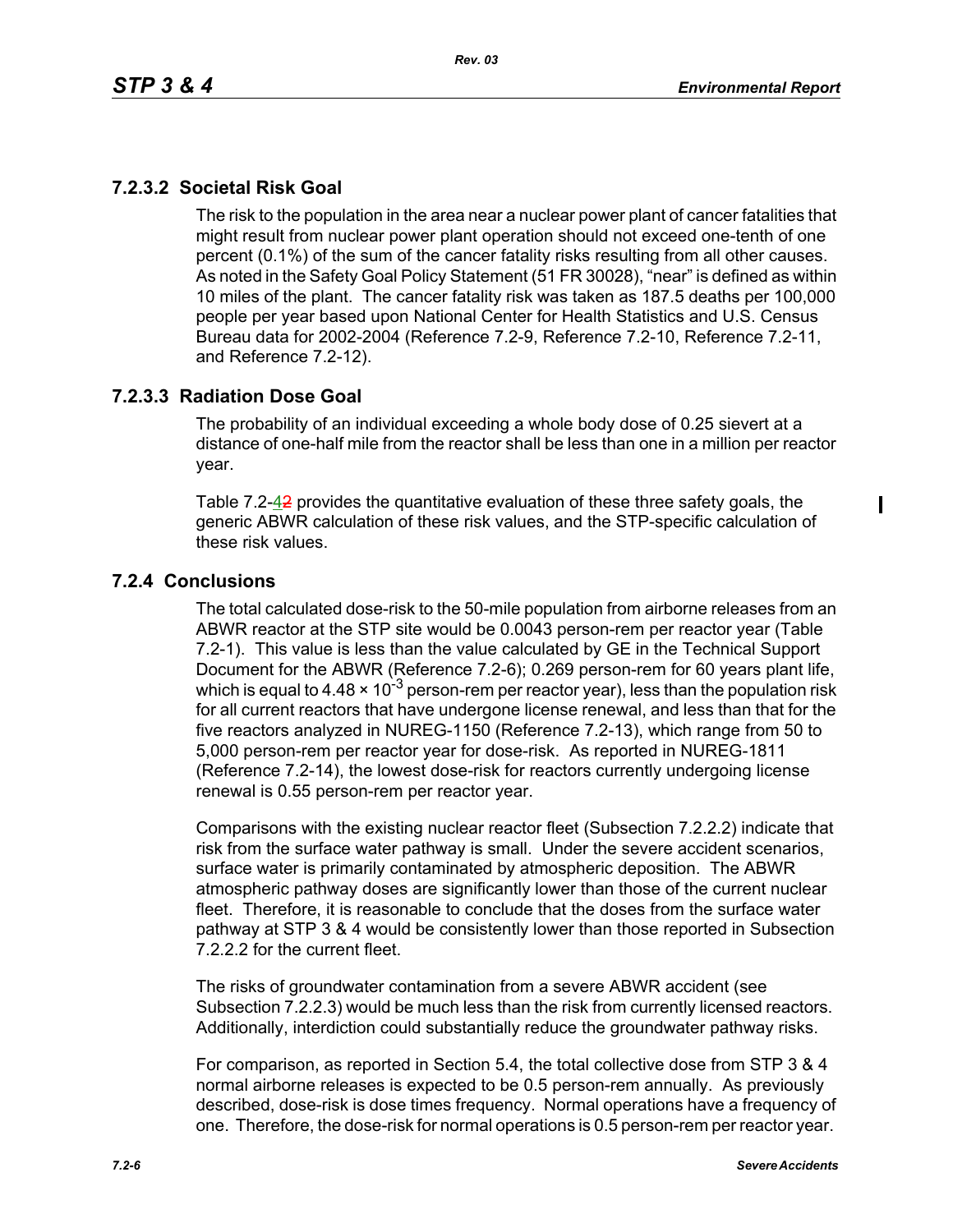### 7.2.3.2 Societal Risk Goal

The risk to the population in the area near a nuclear power plant of cancer fatalities that might result from nuclear power plant operation should not exceed one-tenth of one percent (0.1%) of the sum of the cancer fatality risks resulting from all other causes. As noted in the Safety Goal Policy Statement (51 FR 30028), "near" is defined as within 10 miles of the plant. The cancer fatality risk was taken as 187.5 deaths per 100,000 people per year based upon National Center for Health Statistics and U.S. Census Bureau data for 2002-2004 (Reference 7.2-9, Reference 7.2-10, Reference 7.2-11, and Reference 7.2-12).

### 7.2.3.3 Radiation Dose Goal

The probability of an individual exceeding a whole body dose of 0.25 sievert at a distance of one-half mile from the reactor shall be less than one in a million per reactor year.

Table 7.2-42 provides the quantitative evaluation of these three safety goals, the generic ABWR calculation of these risk values, and the STP-specific calculation of these risk values.

## 7.2.4 Conclusions

The total calculated dose-risk to the 50-mile population from airborne releases from an ABWR reactor at the STP site would be 0.0043 person-rem per reactor year (Table 7.2-1). This value is less than the value calculated by GE in the Technical Support Document for the ABWR (Reference 7.2-6); 0.269 person-rem for 60 years plant life, which is equal to $4.48 \times 10^{-3}$ person-rem per reactor year), less than the population risk for all current reactors that have undergone license renewal, and less than that for the five reactors analyzed in NUREG-1150 (Reference 7.2-13), which range from 50 to 5,000 person-rem per reactor year for dose-risk. As reported in NUREG-1811 (Reference 7.2-14), the lowest dose-risk for reactors currently undergoing license renewal is 0.55 person-rem per reactor year.

Comparisons with the existing nuclear reactor fleet (Subsection 7.2.2.2) indicate that risk from the surface water pathway is small. Under the severe accident scenarios, surface water is primarily contaminated by atmospheric deposition. The ABWR atmospheric pathway doses are significantly lower than those of the current nuclear fleet. Therefore, it is reasonable to conclude that the doses from the surface water pathway at STP 3 & 4 would be consistently lower than those reported in Subsection 7.2.2.2 for the current fleet.

The risks of groundwater contamination from a severe ABWR accident (see Subsection 7.2.2.3) would be much less than the risk from currently licensed reactors. Additionally, interdiction could substantially reduce the groundwater pathway risks.

For comparison, as reported in Section 5.4, the total collective dose from STP 3 & 4 normal airborne releases is expected to be 0.5 person-rem annually. As previously described, dose-risk is dose times frequency. Normal operations have a frequency of one. Therefore, the dose-risk for normal operations is 0.5 person-rem per reactor year.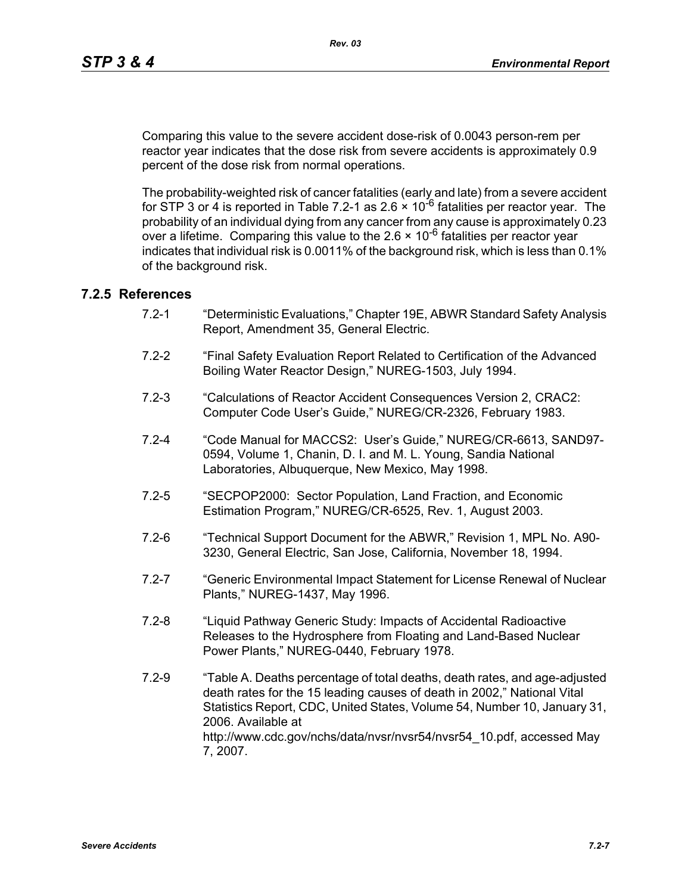Comparing this value to the severe accident dose-risk of 0.0043 person-rem per reactor year indicates that the dose risk from severe accidents is approximately 0.9 percent of the dose risk from normal operations.

The probability-weighted risk of cancer fatalities (early and late) from a severe accident for STP 3 or 4 is reported in Table 7.2-1 as $2.6 \times 10^{-6}$ fatalities per reactor year. The probability of an individual dying from any cancer from any cause is approximately 0.23 over a lifetime. Comparing this value to the $2.6 \times 10^{-6}$ fatalities per reactor year indicates that individual risk is 0.0011% of the background risk, which is less than 0.1% of the background risk.

### 7.2.5 References

7.2-1 "Deterministic Evaluations," Chapter 19E, ABWR Standard Safety Analysis Report, Amendment 35, General Electric.

7.2-2 "Final Safety Evaluation Report Related to Certification of the Advanced Boiling Water Reactor Design," NUREG-1503, July 1994.

7.2-3 "Calculations of Reactor Accident Consequences Version 2, CRAC2: Computer Code User's Guide," NUREG/CR-2326, February 1983.

7.2-4 "Code Manual for MACCS2: User's Guide," NUREG/CR-6613, SAND97-0594, Volume 1, Chanin, D. I. and M. L. Young, Sandia National Laboratories, Albuquerque, New Mexico, May 1998.

7.2-5 "SECPOP2000: Sector Population, Land Fraction, and Economic Estimation Program," NUREG/CR-6525, Rev. 1, August 2003.

7.2-6 "Technical Support Document for the ABWR," Revision 1, MPL No. A90-3230, General Electric, San Jose, California, November 18, 1994.

7.2-7 "Generic Environmental Impact Statement for License Renewal of Nuclear Plants," NUREG-1437, May 1996.

7.2-8 "Liquid Pathway Generic Study: Impacts of Accidental Radioactive Releases to the Hydrosphere from Floating and Land-Based Nuclear Power Plants," NUREG-0440, February 1978.

7.2-9 "Table A. Deaths percentage of total deaths, death rates, and age-adjusted death rates for the 15 leading causes of death in 2002," National Vital Statistics Report, CDC, United States, Volume 54, Number 10, January 31, 2006. Available at http://www.cdc.gov/nchs/data/nvsr/nvsr54/nvsr54_10.pdf, accessed May 7, 2007.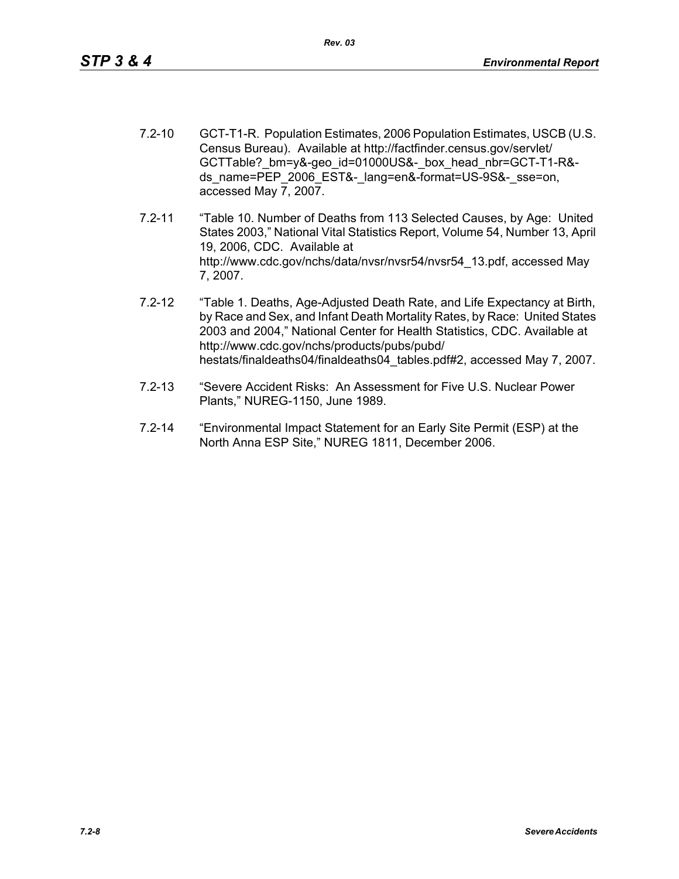7.2-10 GCT-T1-R. Population Estimates, 2006 Population Estimates, USCB (U.S. Census Bureau). Available at http://factfinder.census.gov/servlet/GCTTable?_bm=y&-geo_id=01000US&-_box_head_nbr=GCT-T1-R&-ds_name=PEP_2006_EST&-_lang=en&-format=US-9S&-_sse=on, accessed May 7, 2007.

7.2-11 "Table 10. Number of Deaths from 113 Selected Causes, by Age: United States 2003," National Vital Statistics Report, Volume 54, Number 13, April 19, 2006, CDC. Available at http://www.cdc.gov/nchs/data/nvsr/nvsr54/nvsr54_13.pdf, accessed May 7, 2007.

7.2-12 "Table 1. Deaths, Age-Adjusted Death Rate, and Life Expectancy at Birth, by Race and Sex, and Infant Death Mortality Rates, by Race: United States 2003 and 2004," National Center for Health Statistics, CDC. Available at http://www.cdc.gov/nchs/products/pubs/pubd/hestats/finaldeaths04/finaldeaths04_tables.pdf#2, accessed May 7, 2007.

7.2-13 "Severe Accident Risks: An Assessment for Five U.S. Nuclear Power Plants," NUREG-1150, June 1989.

7.2-14 "Environmental Impact Statement for an Early Site Permit (ESP) at the North Anna ESP Site," NUREG 1811, December 2006.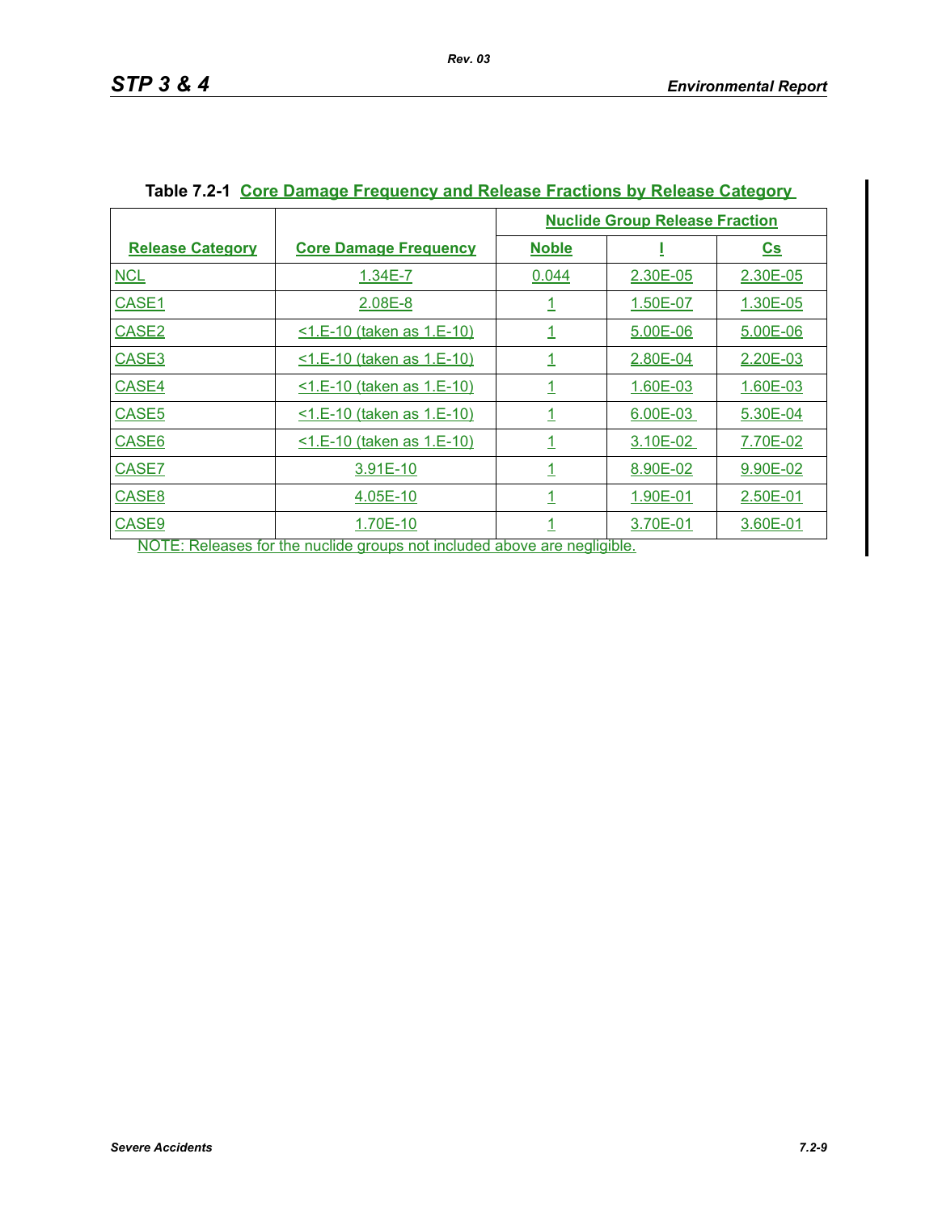**Table 7.2-1 Core Damage Frequency and Release Fractions by Release Category**

| Release Category | Core Damage Frequency | Nuclide Group Release Fraction | | |
|---|---|---|---|---|
| | | Noble | I | Cs |
| NCL | 1.34E-7 | 0.044 | 2.30E-05 | 2.30E-05 |
| CASE1 | 2.08E-8 | 1 | 1.50E-07 | 1.30E-05 |
| CASE2 | <1.E-10 (taken as 1.E-10) | 1 | 5.00E-06 | 5.00E-06 |
| CASE3 | <1.E-10 (taken as 1.E-10) | 1 | 2.80E-04 | 2.20E-03 |
| CASE4 | <1.E-10 (taken as 1.E-10) | 1 | 1.60E-03 | 1.60E-03 |
| CASE5 | <1.E-10 (taken as 1.E-10) | 1 | 6.00E-03 | 5.30E-04 |
| CASE6 | <1.E-10 (taken as 1.E-10) | 1 | 3.10E-02 | 7.70E-02 |
| CASE7 | 3.91E-10 | 1 | 8.90E-02 | 9.90E-02 |
| CASE8 | 4.05E-10 | 1 | 1.90E-01 | 2.50E-01 |
| CASE9 | 1.70E-10 | 1 | 3.70E-01 | 3.60E-01 |

NOTE: Releases for the nuclide groups not included above are negligible.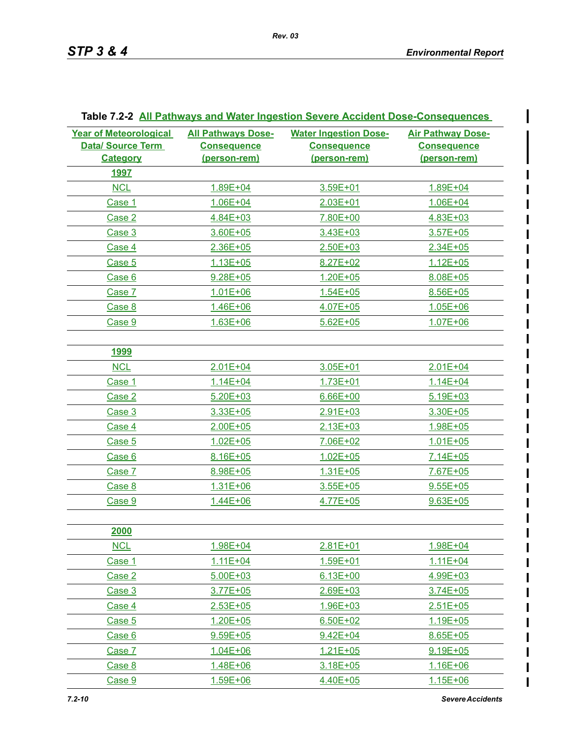**Table 7.2-2 All Pathways and Water Ingestion Severe Accident Dose-Consequences**

| Year of Meteorological Data/ Source Term Category | All Pathways Dose-Consequence (person-rem) | Water Ingestion Dose-Consequence (person-rem) | Air Pathway Dose-Consequence (person-rem) |
|---|---|---|---|
| **1997** | | | |
| NCL | 1.89E+04 | 3.59E+01 | 1.89E+04 |
| Case 1 | 1.06E+04 | 2.03E+01 | 1.06E+04 |
| Case 2 | 4.84E+03 | 7.80E+00 | 4.83E+03 |
| Case 3 | 3.60E+05 | 3.43E+03 | 3.57E+05 |
| Case 4 | 2.36E+05 | 2.50E+03 | 2.34E+05 |
| Case 5 | 1.13E+05 | 8.27E+02 | 1.12E+05 |
| Case 6 | 9.28E+05 | 1.20E+05 | 8.08E+05 |
| Case 7 | 1.01E+06 | 1.54E+05 | 8.56E+05 |
| Case 8 | 1.46E+06 | 4.07E+05 | 1.05E+06 |
| Case 9 | 1.63E+06 | 5.62E+05 | 1.07E+06 |
| **1999** | | | |
| NCL | 2.01E+04 | 3.05E+01 | 2.01E+04 |
| Case 1 | 1.14E+04 | 1.73E+01 | 1.14E+04 |
| Case 2 | 5.20E+03 | 6.66E+00 | 5.19E+03 |
| Case 3 | 3.33E+05 | 2.91E+03 | 3.30E+05 |
| Case 4 | 2.00E+05 | 2.13E+03 | 1.98E+05 |
| Case 5 | 1.02E+05 | 7.06E+02 | 1.01E+05 |
| Case 6 | 8.16E+05 | 1.02E+05 | 7.14E+05 |
| Case 7 | 8.98E+05 | 1.31E+05 | 7.67E+05 |
| Case 8 | 1.31E+06 | 3.55E+05 | 9.55E+05 |
| Case 9 | 1.44E+06 | 4.77E+05 | 9.63E+05 |
| **2000** | | | |
| NCL | 1.98E+04 | 2.81E+01 | 1.98E+04 |
| Case 1 | 1.11E+04 | 1.59E+01 | 1.11E+04 |
| Case 2 | 5.00E+03 | 6.13E+00 | 4.99E+03 |
| Case 3 | 3.77E+05 | 2.69E+03 | 3.74E+05 |
| Case 4 | 2.53E+05 | 1.96E+03 | 2.51E+05 |
| Case 5 | 1.20E+05 | 6.50E+02 | 1.19E+05 |
| Case 6 | 9.59E+05 | 9.42E+04 | 8.65E+05 |
| Case 7 | 1.04E+06 | 1.21E+05 | 9.19E+05 |
| Case 8 | 1.48E+06 | 3.18E+05 | 1.16E+06 |
| Case 9 | 1.59E+06 | 4.40E+05 | 1.15E+06 |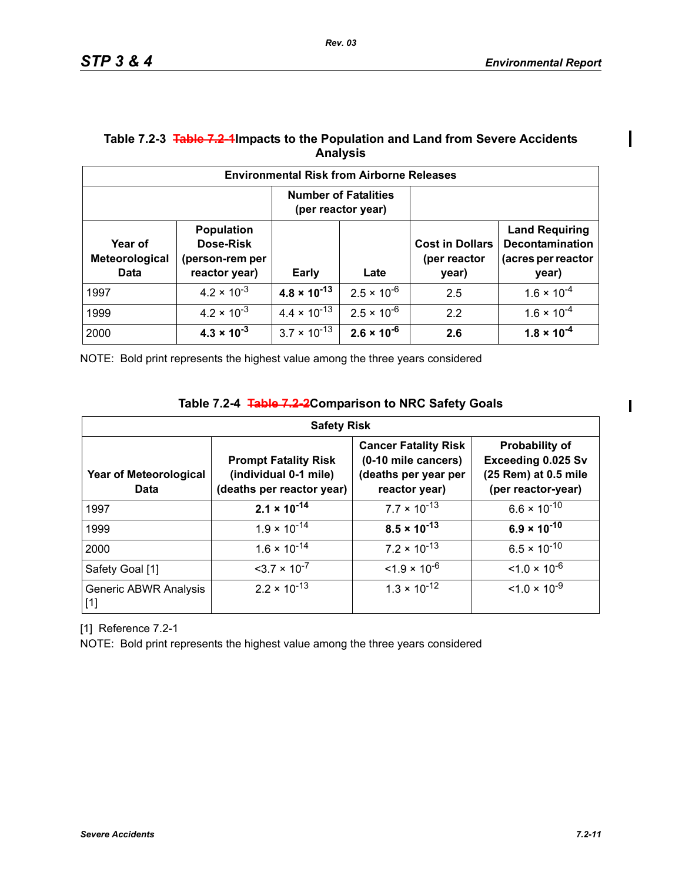**Table 7.2-3 ~~Table 7.2-1~~Impacts to the Population and Land from Severe Accidents Analysis**

| Environmental Risk from Airborne Releases | | | | | |
|---|---|---|---|---|---|
| | | Number of Fatalities (per reactor year) | | | |
| Year of Meteorological Data | Population Dose-Risk (person-rem per reactor year) | Early | Late | Cost in Dollars (per reactor year) | Land Requiring Decontamination (acres per reactor year) |
| 1997 | $4.2 \times 10^{-3}$ | **$4.8 \times 10^{-13}$** | $2.5 \times 10^{-6}$ | 2.5 | $1.6 \times 10^{-4}$ |
| 1999 | $4.2 \times 10^{-3}$ | $4.4 \times 10^{-13}$ | $2.5 \times 10^{-6}$ | 2.2 | $1.6 \times 10^{-4}$ |
| 2000 | **$4.3 \times 10^{-3}$** | $3.7 \times 10^{-13}$ | **$2.6 \times 10^{-6}$** | **2.6** | **$1.8 \times 10^{-4}$** |

NOTE: Bold print represents the highest value among the three years considered

**Table 7.2-4 ~~Table 7.2-2~~Comparison to NRC Safety Goals**

| Safety Risk | | | |
|---|---|---|---|
| Year of Meteorological Data | Prompt Fatality Risk (individual 0-1 mile) (deaths per reactor year) | Cancer Fatality Risk (0-10 mile cancers) (deaths per year per reactor year) | Probability of Exceeding 0.025 Sv (25 Rem) at 0.5 mile (per reactor-year) |
| 1997 | **$2.1 \times 10^{-14}$** | $7.7 \times 10^{-13}$ | $6.6 \times 10^{-10}$ |
| 1999 | $1.9 \times 10^{-14}$ | **$8.5 \times 10^{-13}$** | **$6.9 \times 10^{-10}$** |
| 2000 | $1.6 \times 10^{-14}$ | $7.2 \times 10^{-13}$ | $6.5 \times 10^{-10}$ |
| Safety Goal [1] | $<3.7 \times 10^{-7}$ | $<1.9 \times 10^{-6}$ | $<1.0 \times 10^{-6}$ |
| Generic ABWR Analysis [1] | $2.2 \times 10^{-13}$ | $1.3 \times 10^{-12}$ | $<1.0 \times 10^{-9}$ |

[1] Reference 7.2-1

NOTE: Bold print represents the highest value among the three years considered